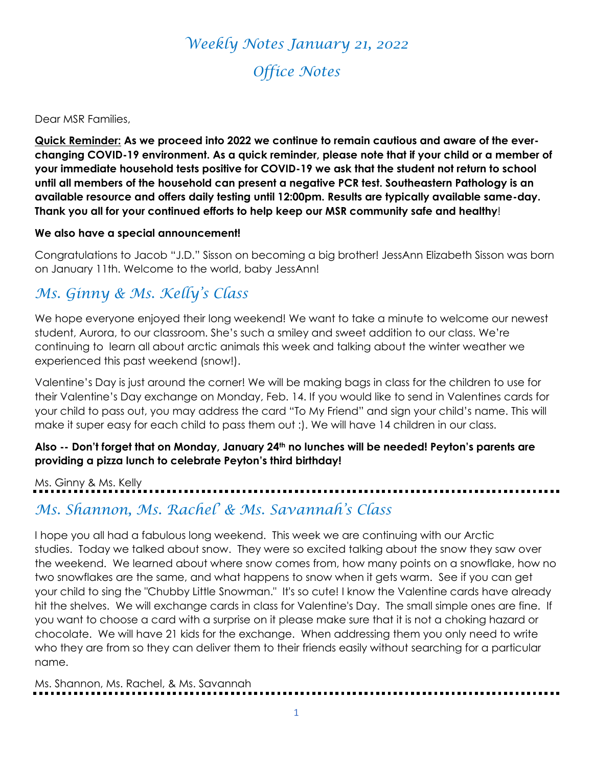# *Weekly Notes January 21, 2022*

# *Office Notes*

Dear MSR Families,

**<u>Quick Reminder:</u> As we proceed into 2022 we continue to remain cautious and aware of the ever-changing COVID-19 environment. As a quick reminder, please note that if your child or a member of your immediate household tests positive for COVID-19 we ask that the student not return to school until all members of the household can present a negative PCR test. Southeastern Pathology is an available resource and offers daily testing until 12:00pm. Results are typically available same-day. Thank you all for your continued efforts to help keep our MSR community safe and healthy**!

**We also have a special announcement!**

Congratulations to Jacob "J.D." Sisson on becoming a big brother! JessAnn Elizabeth Sisson was born on January 11th. Welcome to the world, baby JessAnn!

## *Ms. Ginny & Ms. Kelly's Class*

We hope everyone enjoyed their long weekend! We want to take a minute to welcome our newest student, Aurora, to our classroom. She's such a smiley and sweet addition to our class. We're continuing to learn all about arctic animals this week and talking about the winter weather we experienced this past weekend (snow!).

Valentine's Day is just around the corner! We will be making bags in class for the children to use for their Valentine's Day exchange on Monday, Feb. 14. If you would like to send in Valentines cards for your child to pass out, you may address the card "To My Friend" and sign your child's name. This will make it super easy for each child to pass them out :). We will have 14 children in our class.

**Also -- Don't forget that on Monday, January 24th no lunches will be needed! Peyton's parents are providing a pizza lunch to celebrate Peyton's third birthday!**

Ms. Ginny & Ms. Kelly

## *Ms. Shannon, Ms. Rachel & Ms. Savannah's Class*

I hope you all had a fabulous long weekend. This week we are continuing with our Arctic studies. Today we talked about snow. They were so excited talking about the snow they saw over the weekend. We learned about where snow comes from, how many points on a snowflake, how no two snowflakes are the same, and what happens to snow when it gets warm. See if you can get your child to sing the "Chubby Little Snowman." It's so cute! I know the Valentine cards have already hit the shelves. We will exchange cards in class for Valentine's Day. The small simple ones are fine. If you want to choose a card with a surprise on it please make sure that it is not a choking hazard or chocolate. We will have 21 kids for the exchange. When addressing them you only need to write who they are from so they can deliver them to their friends easily without searching for a particular name.

Ms. Shannon, Ms. Rachel, & Ms. Savannah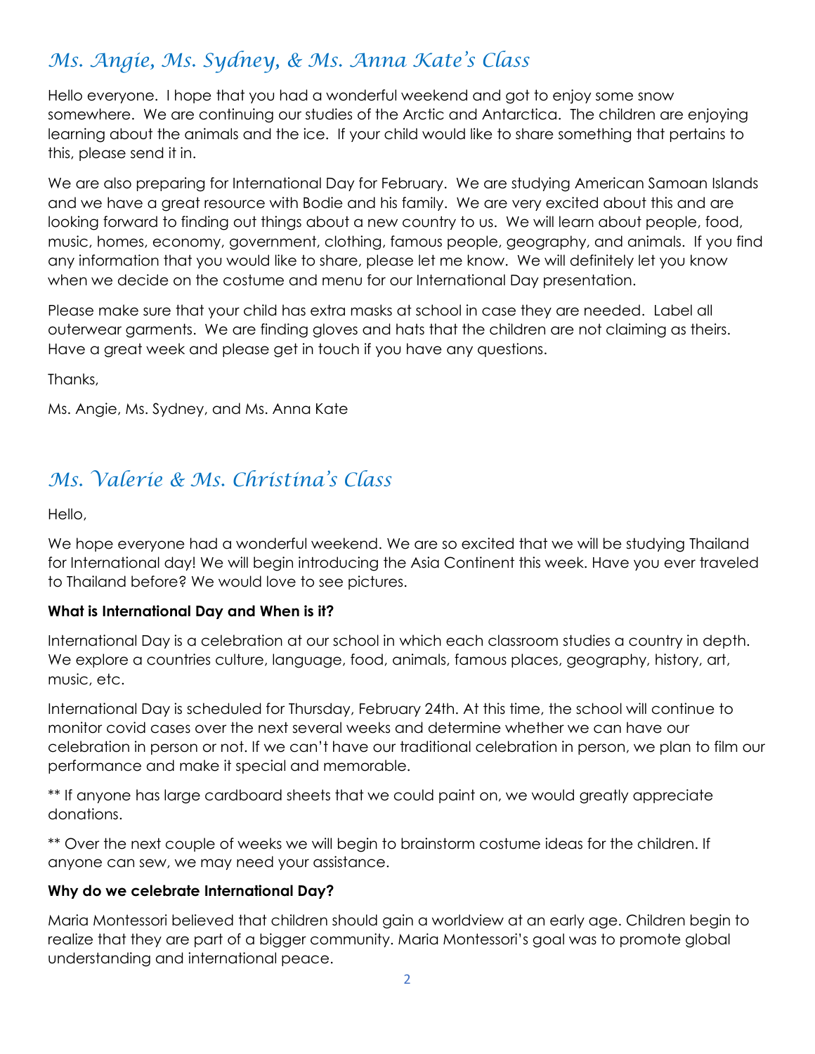## *Ms. Angie, Ms. Sydney, & Ms. Anna Kate's Class*

Hello everyone. I hope that you had a wonderful weekend and got to enjoy some snow somewhere. We are continuing our studies of the Arctic and Antarctica. The children are enjoying learning about the animals and the ice. If your child would like to share something that pertains to this, please send it in.

We are also preparing for International Day for February. We are studying American Samoan Islands and we have a great resource with Bodie and his family. We are very excited about this and are looking forward to finding out things about a new country to us. We will learn about people, food, music, homes, economy, government, clothing, famous people, geography, and animals. If you find any information that you would like to share, please let me know. We will definitely let you know when we decide on the costume and menu for our International Day presentation.

Please make sure that your child has extra masks at school in case they are needed. Label all outerwear garments. We are finding gloves and hats that the children are not claiming as theirs. Have a great week and please get in touch if you have any questions.

Thanks,

Ms. Angie, Ms. Sydney, and Ms. Anna Kate

## *Ms. Valerie & Ms. Christina's Class*

Hello,

We hope everyone had a wonderful weekend. We are so excited that we will be studying Thailand for International day! We will begin introducing the Asia Continent this week. Have you ever traveled to Thailand before? We would love to see pictures.

**What is International Day and When is it?**

International Day is a celebration at our school in which each classroom studies a country in depth. We explore a countries culture, language, food, animals, famous places, geography, history, art, music, etc.

International Day is scheduled for Thursday, February 24th. At this time, the school will continue to monitor covid cases over the next several weeks and determine whether we can have our celebration in person or not. If we can't have our traditional celebration in person, we plan to film our performance and make it special and memorable.

** If anyone has large cardboard sheets that we could paint on, we would greatly appreciate donations.

** Over the next couple of weeks we will begin to brainstorm costume ideas for the children. If anyone can sew, we may need your assistance.

**Why do we celebrate International Day?**

Maria Montessori believed that children should gain a worldview at an early age. Children begin to realize that they are part of a bigger community. Maria Montessori's goal was to promote global understanding and international peace.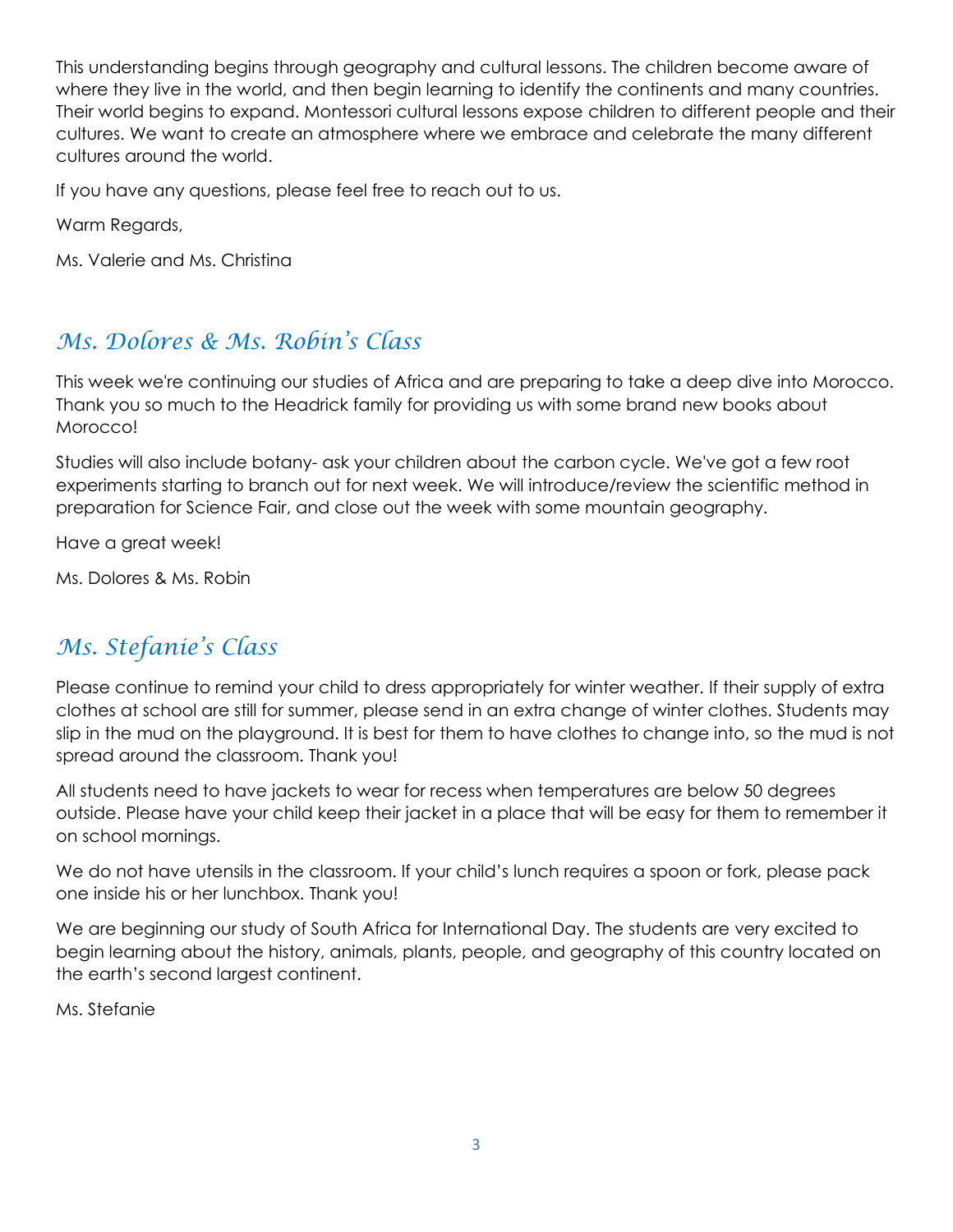This understanding begins through geography and cultural lessons. The children become aware of where they live in the world, and then begin learning to identify the continents and many countries. Their world begins to expand. Montessori cultural lessons expose children to different people and their cultures. We want to create an atmosphere where we embrace and celebrate the many different cultures around the world.

If you have any questions, please feel free to reach out to us.

Warm Regards,

Ms. Valerie and Ms. Christina

## *Ms. Dolores & Ms. Robin's Class*

This week we're continuing our studies of Africa and are preparing to take a deep dive into Morocco. Thank you so much to the Headrick family for providing us with some brand new books about Morocco!

Studies will also include botany- ask your children about the carbon cycle. We've got a few root experiments starting to branch out for next week. We will introduce/review the scientific method in preparation for Science Fair, and close out the week with some mountain geography.

Have a great week!

Ms. Dolores & Ms. Robin

## *Ms. Stefanie's Class*

Please continue to remind your child to dress appropriately for winter weather. If their supply of extra clothes at school are still for summer, please send in an extra change of winter clothes. Students may slip in the mud on the playground. It is best for them to have clothes to change into, so the mud is not spread around the classroom. Thank you!

All students need to have jackets to wear for recess when temperatures are below 50 degrees outside. Please have your child keep their jacket in a place that will be easy for them to remember it on school mornings.

We do not have utensils in the classroom. If your child's lunch requires a spoon or fork, please pack one inside his or her lunchbox. Thank you!

We are beginning our study of South Africa for International Day. The students are very excited to begin learning about the history, animals, plants, people, and geography of this country located on the earth's second largest continent.

Ms. Stefanie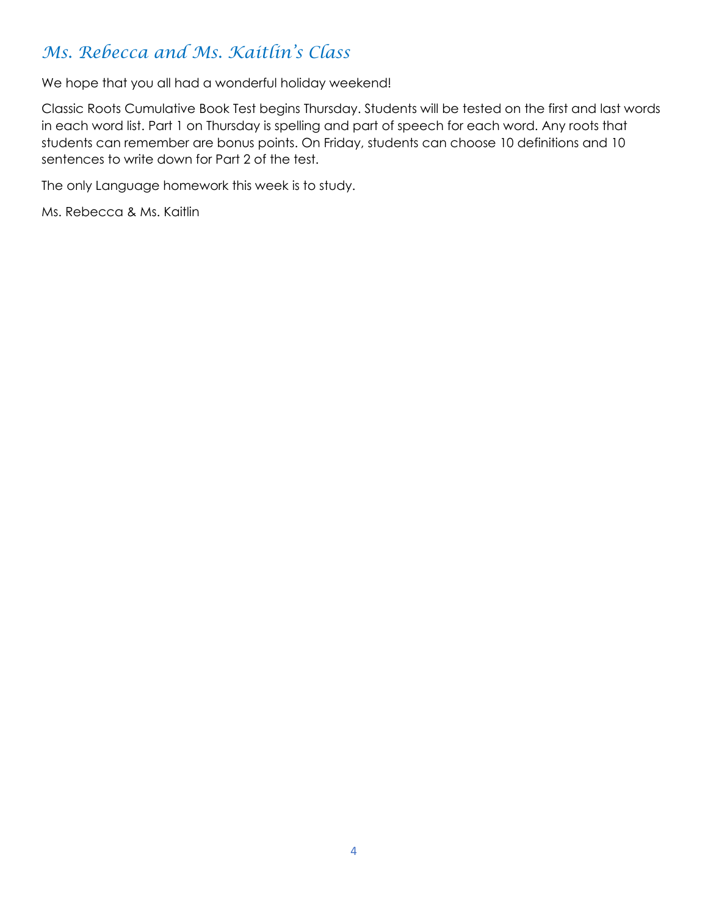## *Ms. Rebecca and Ms. Kaitlin's Class*

We hope that you all had a wonderful holiday weekend!

Classic Roots Cumulative Book Test begins Thursday. Students will be tested on the first and last words in each word list. Part 1 on Thursday is spelling and part of speech for each word. Any roots that students can remember are bonus points. On Friday, students can choose 10 definitions and 10 sentences to write down for Part 2 of the test.

The only Language homework this week is to study.

Ms. Rebecca & Ms. Kaitlin